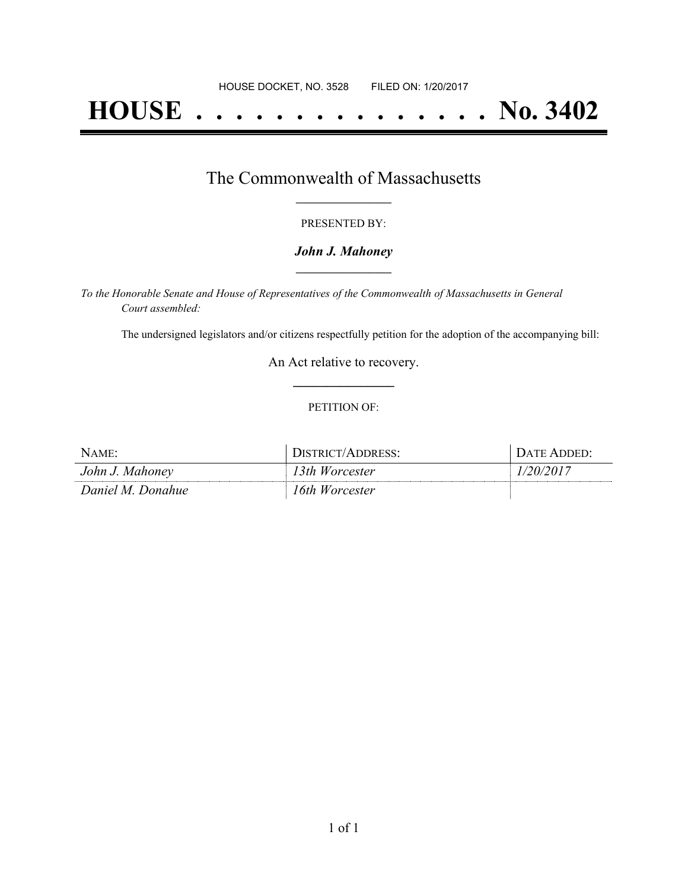HOUSE DOCKET, NO. 3528 FILED ON: 1/20/2017

# HOUSE . . . . . . . . . . . . . . . No. 3402

## The Commonwealth of Massachusetts

PRESENTED BY:

***John J. Mahoney***

*To the Honorable Senate and House of Representatives of the Commonwealth of Massachusetts in General Court assembled:*

The undersigned legislators and/or citizens respectfully petition for the adoption of the accompanying bill:

An Act relative to recovery.

PETITION OF:

| NAME: | DISTRICT/ADDRESS: | DATE ADDED: |
|---|---|---|
| *John J. Mahoney* | *13th Worcester* | *1/20/2017* |
| *Daniel M. Donahue* | *16th Worcester* | |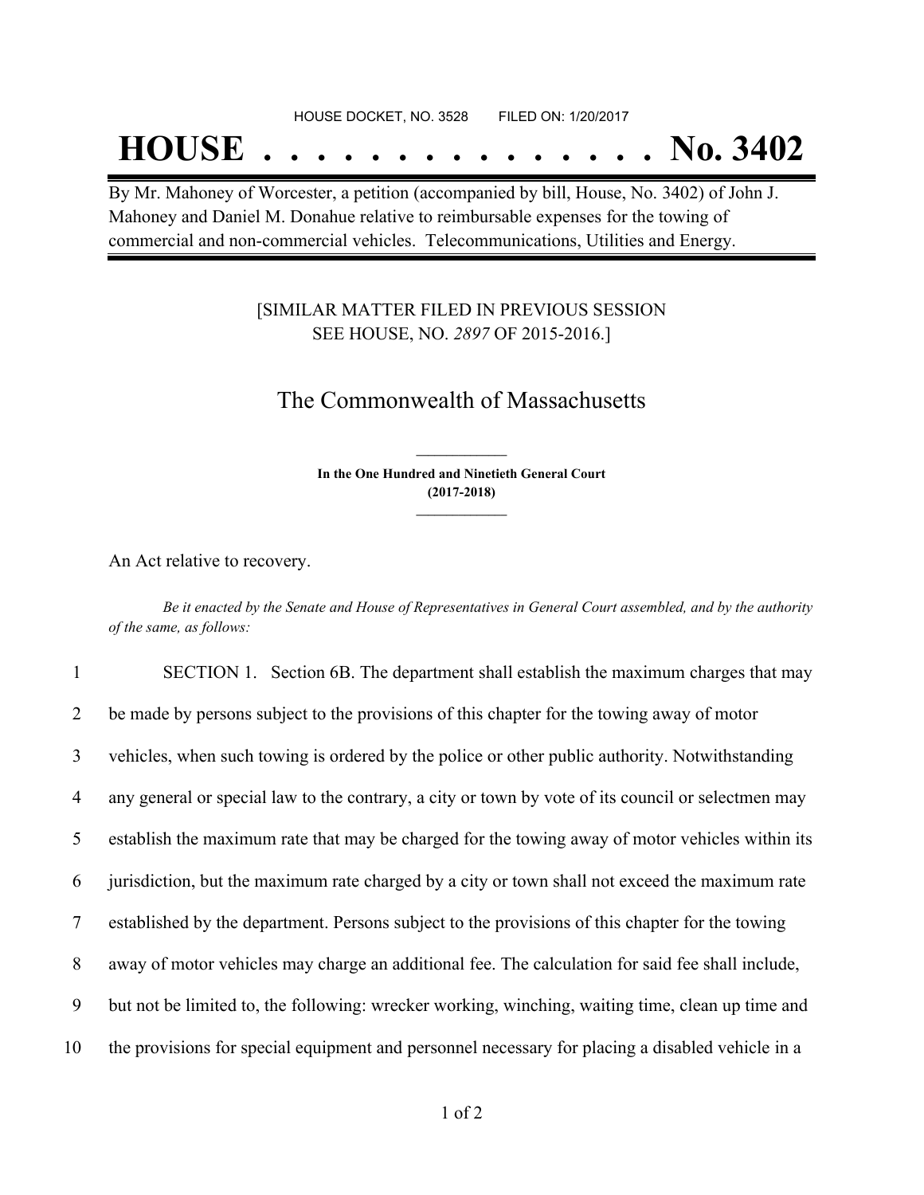HOUSE DOCKET, NO. 3528 FILED ON: 1/20/2017

# HOUSE . . . . . . . . . . . . . . . No. 3402

By Mr. Mahoney of Worcester, a petition (accompanied by bill, House, No. 3402) of John J. Mahoney and Daniel M. Donahue relative to reimbursable expenses for the towing of commercial and non-commercial vehicles. Telecommunications, Utilities and Energy.

[SIMILAR MATTER FILED IN PREVIOUS SESSION SEE HOUSE, NO. *2897* OF 2015-2016.]

## The Commonwealth of Massachusetts

**In the One Hundred and Ninetieth General Court (2017-2018)**

An Act relative to recovery.

*Be it enacted by the Senate and House of Representatives in General Court assembled, and by the authority of the same, as follows:*

1 SECTION 1. Section 6B. The department shall establish the maximum charges that may
2 be made by persons subject to the provisions of this chapter for the towing away of motor
3 vehicles, when such towing is ordered by the police or other public authority. Notwithstanding
4 any general or special law to the contrary, a city or town by vote of its council or selectmen may
5 establish the maximum rate that may be charged for the towing away of motor vehicles within its
6 jurisdiction, but the maximum rate charged by a city or town shall not exceed the maximum rate
7 established by the department. Persons subject to the provisions of this chapter for the towing
8 away of motor vehicles may charge an additional fee. The calculation for said fee shall include,
9 but not be limited to, the following: wrecker working, winching, waiting time, clean up time and
10 the provisions for special equipment and personnel necessary for placing a disabled vehicle in a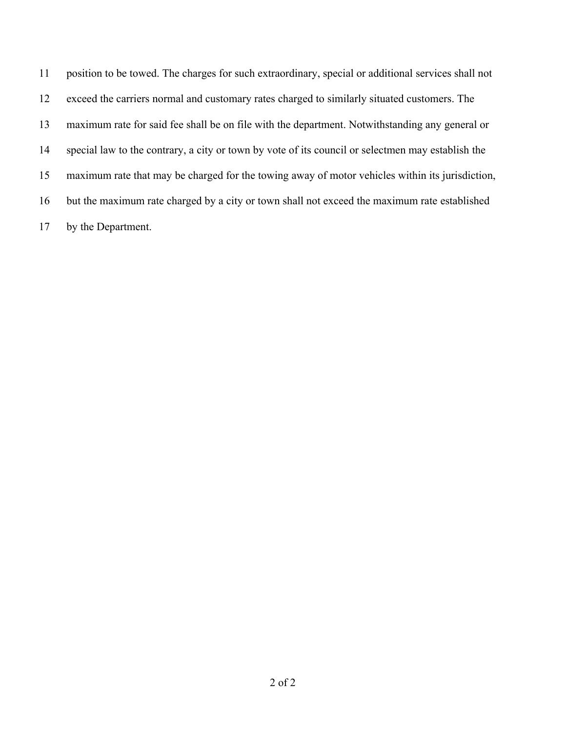position to be towed. The charges for such extraordinary, special or additional services shall not exceed the carriers normal and customary rates charged to similarly situated customers. The maximum rate for said fee shall be on file with the department. Notwithstanding any general or special law to the contrary, a city or town by vote of its council or selectmen may establish the maximum rate that may be charged for the towing away of motor vehicles within its jurisdiction, but the maximum rate charged by a city or town shall not exceed the maximum rate established by the Department.